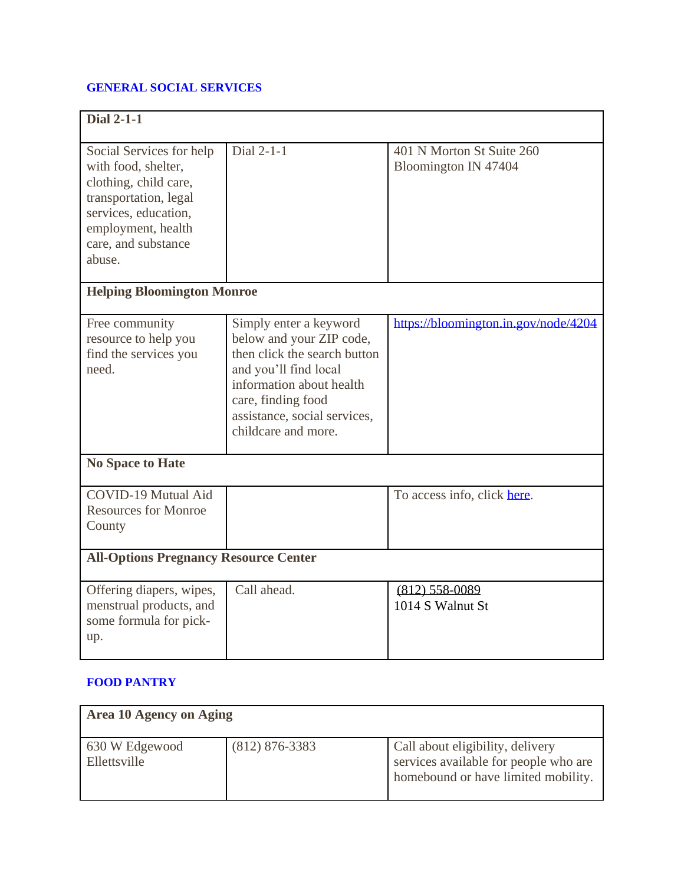## GENERAL SOCIAL SERVICES

| **Dial 2-1-1** | | |
|---|---|---|
| Social Services for help with food, shelter, clothing, child care, transportation, legal services, education, employment, health care, and substance abuse. | Dial 2-1-1 | 401 N Morton St Suite 260 Bloomington IN 47404 |
| **Helping Bloomington Monroe** | | |
| Free community resource to help you find the services you need. | Simply enter a keyword below and your ZIP code, then click the search button and you'll find local information about health care, finding food assistance, social services, childcare and more. | https://bloomington.in.gov/node/4204 |
| **No Space to Hate** | | |
| COVID-19 Mutual Aid Resources for Monroe County | | To access info, click here. |
| **All-Options Pregnancy Resource Center** | | |
| Offering diapers, wipes, menstrual products, and some formula for pick-up. | Call ahead. | (812) 558-0089<br>1014 S Walnut St |

## FOOD PANTRY

| **Area 10 Agency on Aging** | | |
|---|---|---|
| 630 W Edgewood Ellettsville | (812) 876-3383 | Call about eligibility, delivery services available for people who are homebound or have limited mobility. |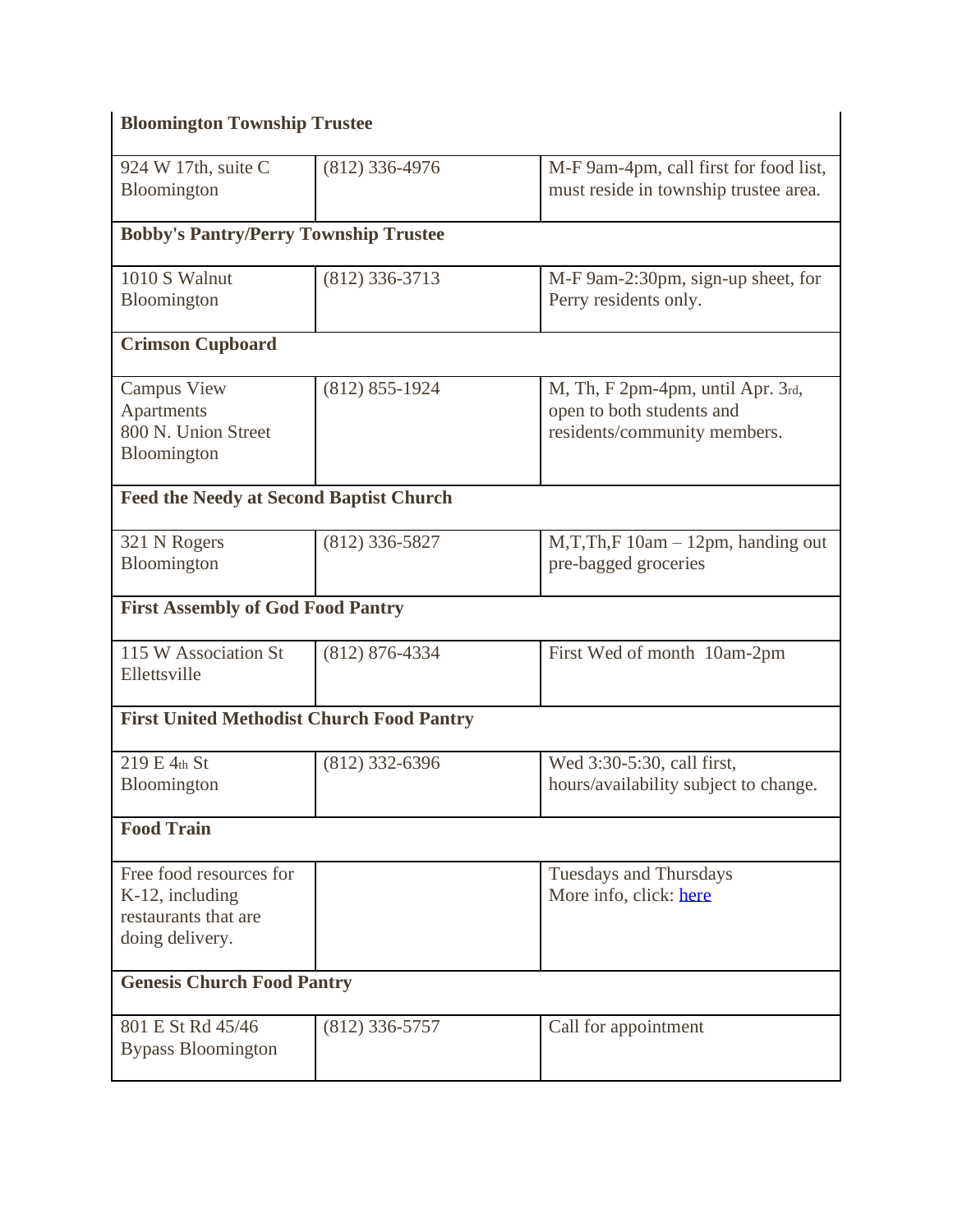| Bloomington Township Trustee | | |
|---|---|---|
| 924 W 17th, suite C Bloomington | (812) 336-4976 | M-F 9am-4pm, call first for food list, must reside in township trustee area. |
| **Bobby's Pantry/Perry Township Trustee** | | |
| 1010 S Walnut Bloomington | (812) 336-3713 | M-F 9am-2:30pm, sign-up sheet, for Perry residents only. |
| **Crimson Cupboard** | | |
| Campus View Apartments 800 N. Union Street Bloomington | (812) 855-1924 | M, Th, F 2pm-4pm, until Apr. 3rd, open to both students and residents/community members. |
| **Feed the Needy at Second Baptist Church** | | |
| 321 N Rogers Bloomington | (812) 336-5827 | M,T,Th,F 10am – 12pm, handing out pre-bagged groceries |
| **First Assembly of God Food Pantry** | | |
| 115 W Association St Ellettsville | (812) 876-4334 | First Wed of month 10am-2pm |
| **First United Methodist Church Food Pantry** | | |
| 219 E 4th St Bloomington | (812) 332-6396 | Wed 3:30-5:30, call first, hours/availability subject to change. |
| **Food Train** | | |
| Free food resources for K-12, including restaurants that are doing delivery. | | Tuesdays and Thursdays More info, click: here |
| **Genesis Church Food Pantry** | | |
| 801 E St Rd 45/46 Bypass Bloomington | (812) 336-5757 | Call for appointment |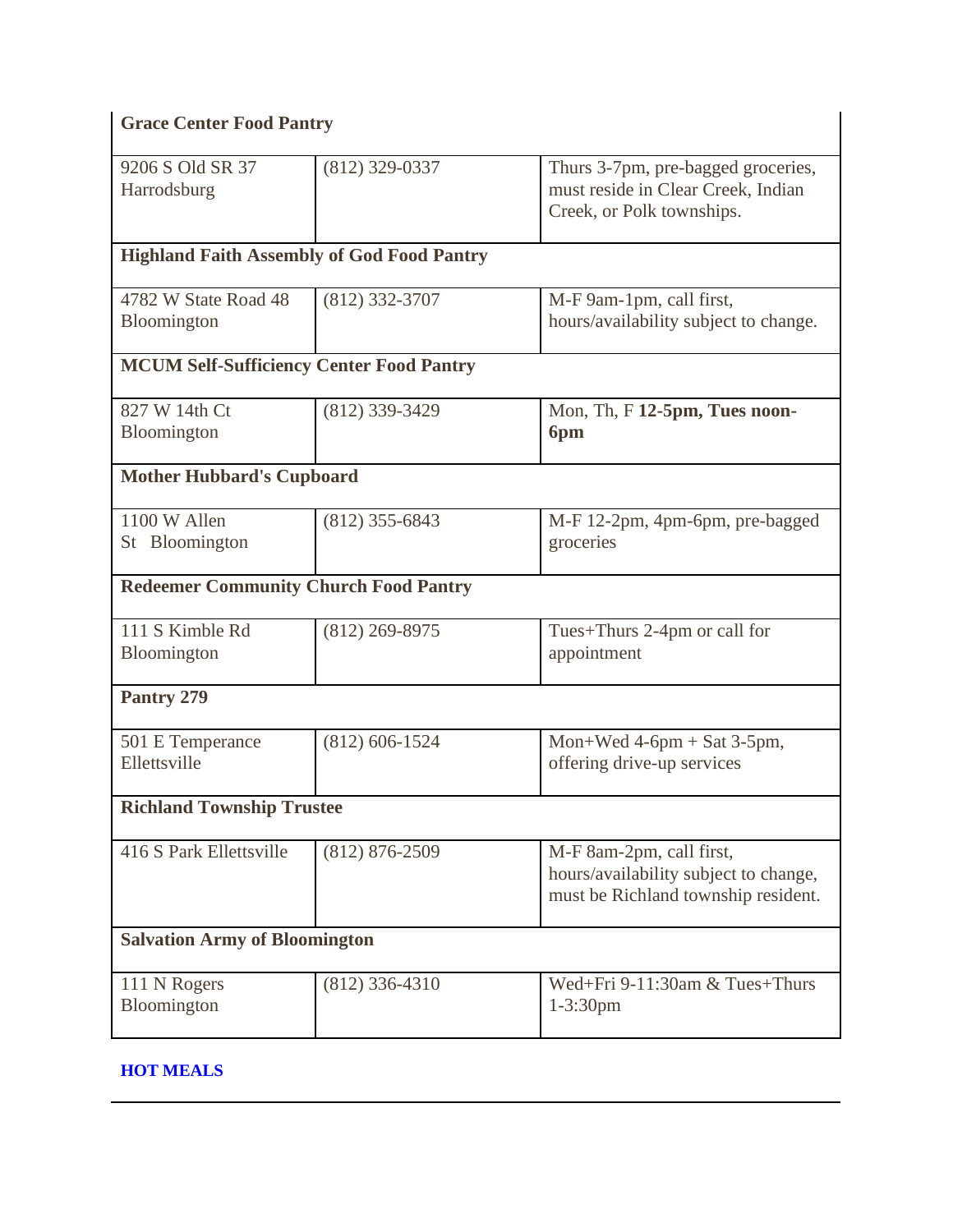| **Grace Center Food Pantry** | | |
|---|---|---|
| 9206 S Old SR 37 Harrodsburg | (812) 329-0337 | Thurs 3-7pm, pre-bagged groceries, must reside in Clear Creek, Indian Creek, or Polk townships. |
| **Highland Faith Assembly of God Food Pantry** | | |
| 4782 W State Road 48 Bloomington | (812) 332-3707 | M-F 9am-1pm, call first, hours/availability subject to change. |
| **MCUM Self-Sufficiency Center Food Pantry** | | |
| 827 W 14th Ct Bloomington | (812) 339-3429 | Mon, Th, F **12-5pm, Tues noon-6pm** |
| **Mother Hubbard's Cupboard** | | |
| 1100 W Allen St Bloomington | (812) 355-6843 | M-F 12-2pm, 4pm-6pm, pre-bagged groceries |
| **Redeemer Community Church Food Pantry** | | |
| 111 S Kimble Rd Bloomington | (812) 269-8975 | Tues+Thurs 2-4pm or call for appointment |
| **Pantry 279** | | |
| 501 E Temperance Ellettsville | (812) 606-1524 | Mon+Wed 4-6pm + Sat 3-5pm, offering drive-up services |
| **Richland Township Trustee** | | |
| 416 S Park Ellettsville | (812) 876-2509 | M-F 8am-2pm, call first, hours/availability subject to change, must be Richland township resident. |
| **Salvation Army of Bloomington** | | |
| 111 N Rogers Bloomington | (812) 336-4310 | Wed+Fri 9-11:30am & Tues+Thurs 1-3:30pm |

**HOT MEALS**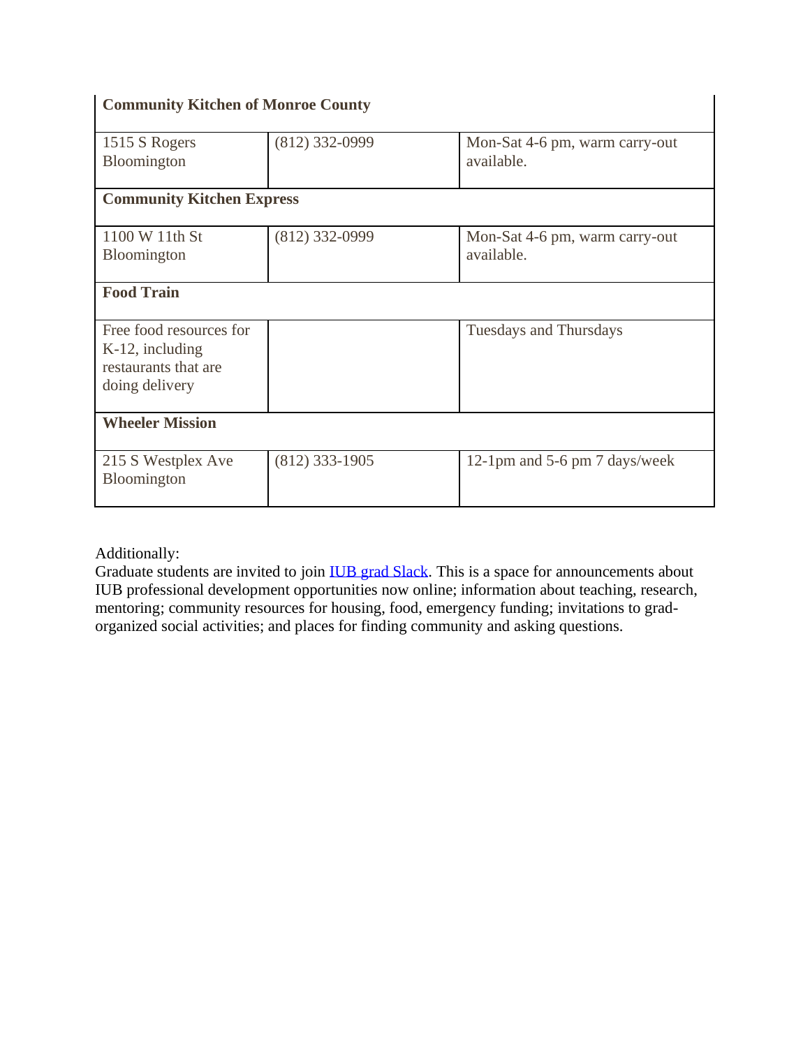| | | |
|---|---|---|
| **Community Kitchen of Monroe County** | | |
| 1515 S Rogers Bloomington | (812) 332-0999 | Mon-Sat 4-6 pm, warm carry-out available. |
| **Community Kitchen Express** | | |
| 1100 W 11th St Bloomington | (812) 332-0999 | Mon-Sat 4-6 pm, warm carry-out available. |
| **Food Train** | | |
| Free food resources for K-12, including restaurants that are doing delivery | | Tuesdays and Thursdays |
| **Wheeler Mission** | | |
| 215 S Westplex Ave Bloomington | (812) 333-1905 | 12-1pm and 5-6 pm 7 days/week |

Additionally:
Graduate students are invited to join IUB grad Slack. This is a space for announcements about IUB professional development opportunities now online; information about teaching, research, mentoring; community resources for housing, food, emergency funding; invitations to grad-organized social activities; and places for finding community and asking questions.